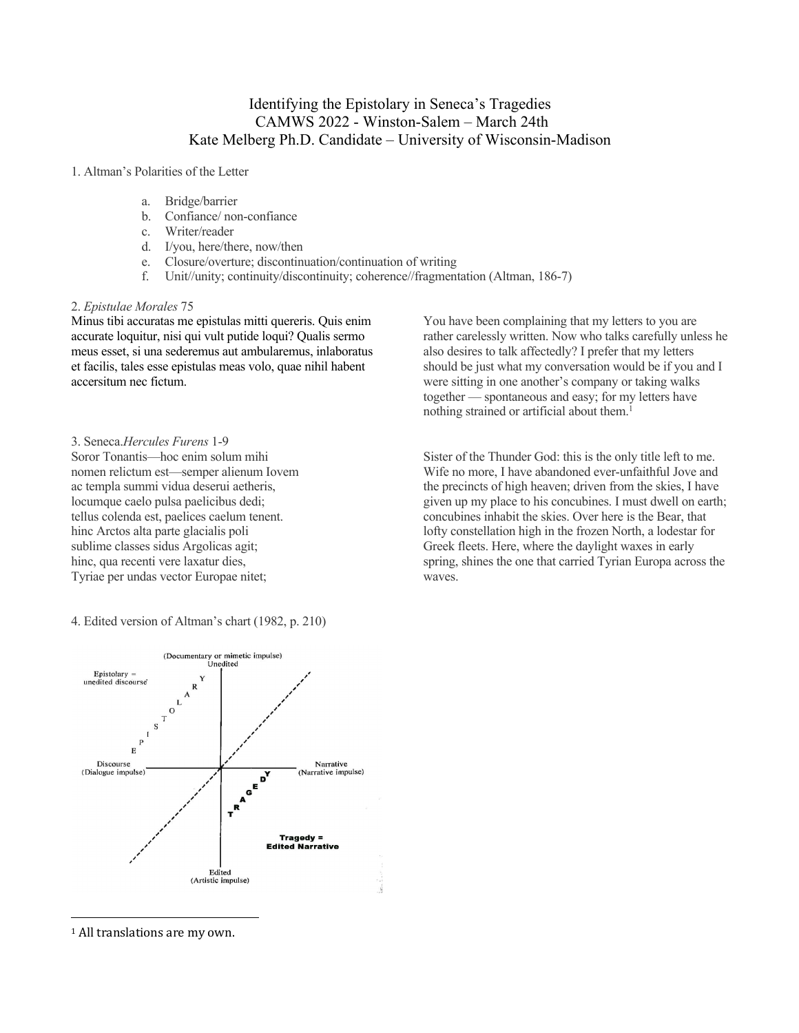# Identifying the Epistolary in Seneca's Tragedies
## CAMWS 2022 - Winston-Salem – March 24th
## Kate Melberg Ph.D. Candidate – University of Wisconsin-Madison

1. Altman's Polarities of the Letter

   a. Bridge/barrier
   b. Confiance/ non-confiance
   c. Writer/reader
   d. I/you, here/there, now/then
   e. Closure/overture; discontinuation/continuation of writing
   f. Unit//unity; continuity/discontinuity; coherence//fragmentation (Altman, 186-7)

2. *Epistulae Morales* 75

Minus tibi accuratas me epistulas mitti quereris. Quis enim accurate loquitur, nisi qui vult putide loqui? Qualis sermo meus esset, si una sederemus aut ambularemus, inlaboratus et facilis, tales esse epistulas meas volo, quae nihil habent accersitum nec fictum.

You have been complaining that my letters to you are rather carelessly written. Now who talks carefully unless he also desires to talk affectedly? I prefer that my letters should be just what my conversation would be if you and I were sitting in one another's company or taking walks together — spontaneous and easy; for my letters have nothing strained or artificial about them.[1]

3. Seneca.*Hercules Furens* 1-9

Soror Tonantis—hoc enim solum mihi
nomen relictum est—semper alienum Iovem
ac templa summi vidua deserui aetheris,
locumque caelo pulsa paelicibus dedi;
tellus colenda est, paelices caelum tenent.
hinc Arctos alta parte glacialis poli
sublime classes sidus Argolicas agit;
hinc, qua recenti vere laxatur dies,
Tyriae per undas vector Europae nitet;

Sister of the Thunder God: this is the only title left to me. Wife no more, I have abandoned ever-unfaithful Jove and the precincts of high heaven; driven from the skies, I have given up my place to his concubines. I must dwell on earth; concubines inhabit the skies. Over here is the Bear, that lofty constellation high in the frozen North, a lodestar for Greek fleets. Here, where the daylight waxes in early spring, shines the one that carried Tyrian Europa across the waves.

4. Edited version of Altman's chart (1982, p. 210)

(Documentary or mimetic impulse) Unedited

Epistolary = unedited discourse

EPISTOLARY

Discourse (Dialogue impulse)

Narrative (Narrative impulse)

TRAGEDY

**Tragedy = Edited Narrative**

Edited (Artistic impulse)

---

[1] All translations are my own.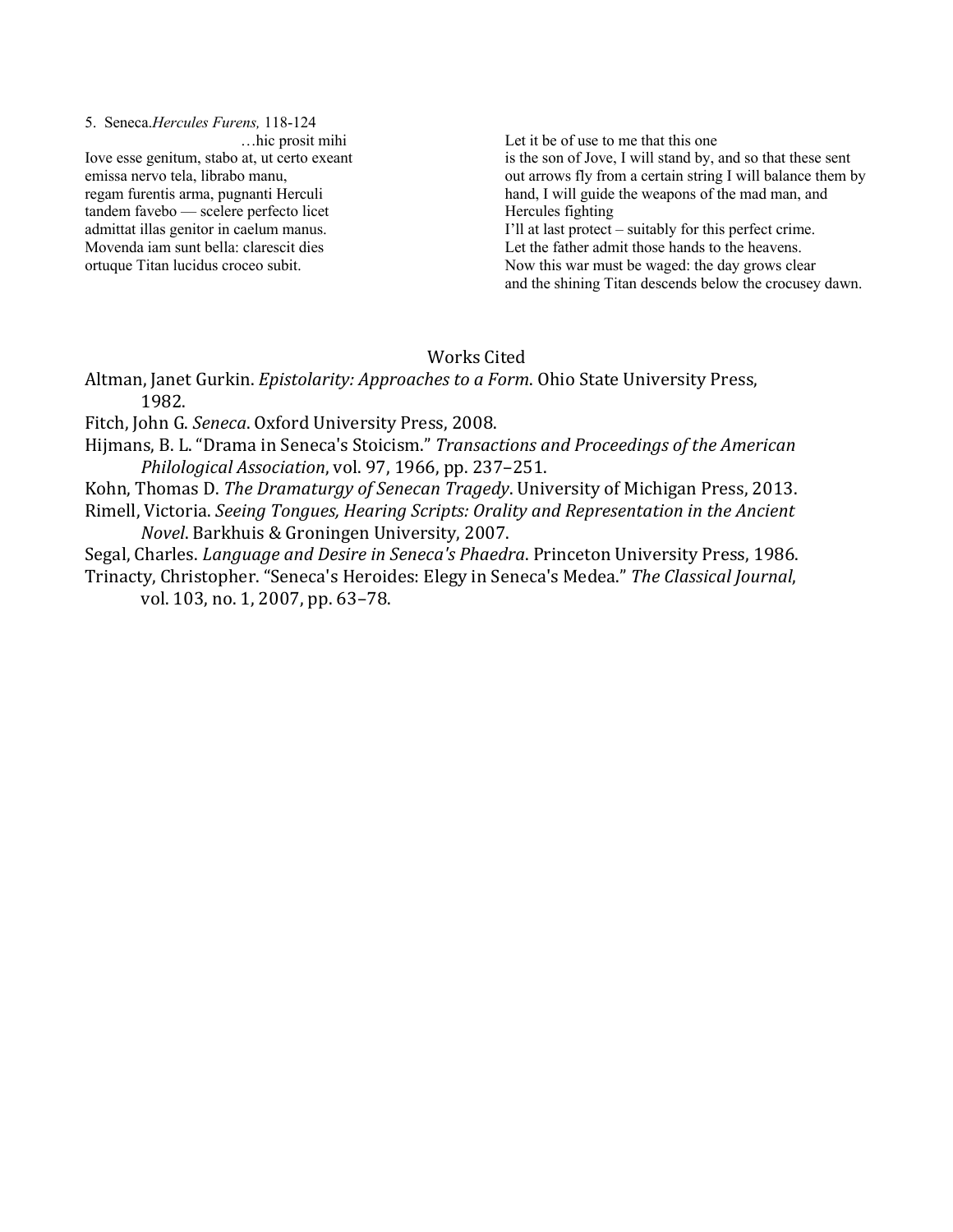5. Seneca. *Hercules Furens,* 118-124

…hic prosit mihi
Iove esse genitum, stabo at, ut certo exeant
emissa nervo tela, librabo manu,
regam furentis arma, pugnanti Herculi
tandem favebo — scelere perfecto licet
admittat illas genitor in caelum manus.
Movenda iam sunt bella: clarescit dies
ortuque Titan lucidus croceo subit.

Let it be of use to me that this one
is the son of Jove, I will stand by, and so that these sent
out arrows fly from a certain string I will balance them by
hand, I will guide the weapons of the mad man, and
Hercules fighting
I'll at last protect – suitably for this perfect crime.
Let the father admit those hands to the heavens.
Now this war must be waged: the day grows clear
and the shining Titan descends below the crocusey dawn.

## Works Cited

Altman, Janet Gurkin. *Epistolarity: Approaches to a Form*. Ohio State University Press, 1982.

Fitch, John G. *Seneca*. Oxford University Press, 2008.

Hijmans, B. L. "Drama in Seneca's Stoicism." *Transactions and Proceedings of the American Philological Association*, vol. 97, 1966, pp. 237–251.

Kohn, Thomas D. *The Dramaturgy of Senecan Tragedy*. University of Michigan Press, 2013.

Rimell, Victoria. *Seeing Tongues, Hearing Scripts: Orality and Representation in the Ancient Novel*. Barkhuis & Groningen University, 2007.

Segal, Charles. *Language and Desire in Seneca's Phaedra*. Princeton University Press, 1986.

Trinacty, Christopher. "Seneca's Heroides: Elegy in Seneca's Medea." *The Classical Journal*, vol. 103, no. 1, 2007, pp. 63–78.